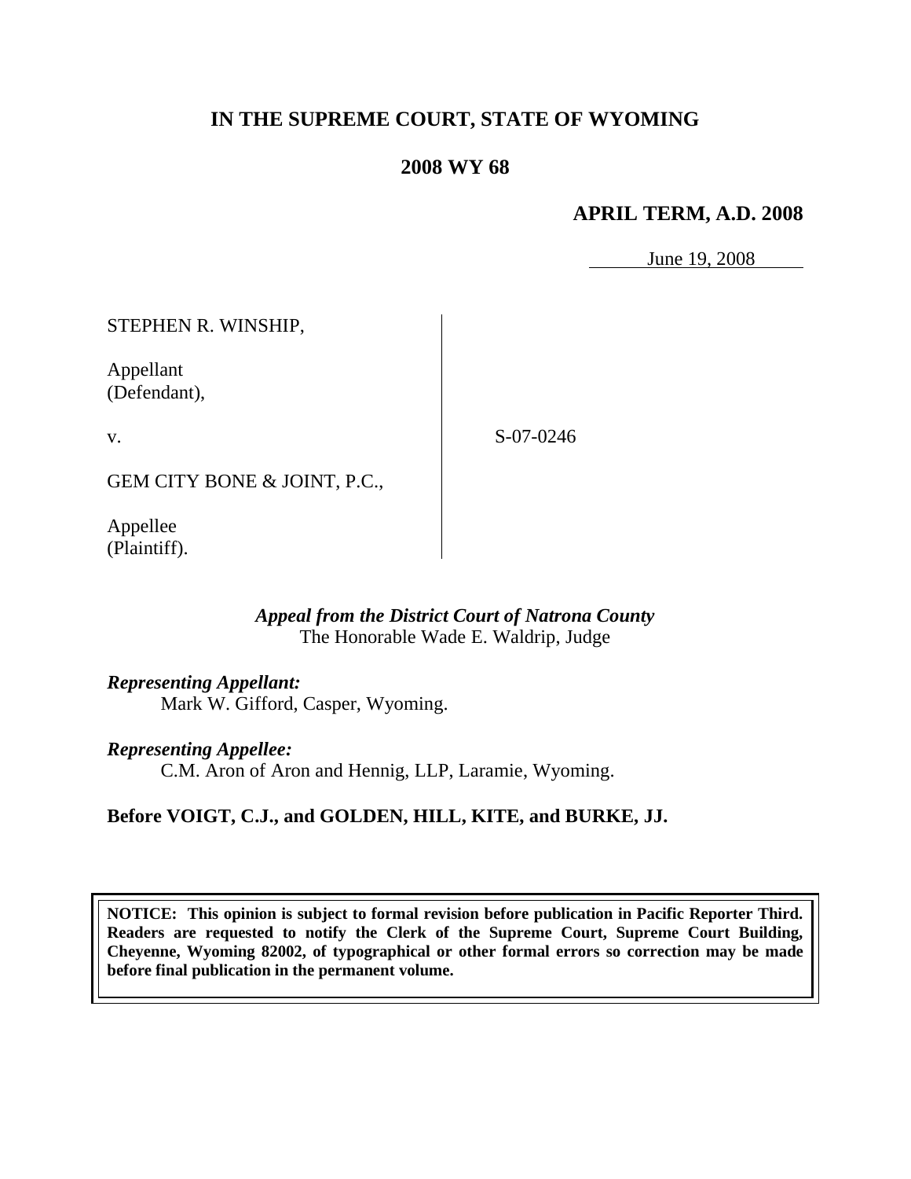# IN THE SUPREME COURT, STATE OF WYOMING

## 2008 WY 68

### APRIL TERM, A.D. 2008

June 19, 2008

| | |
|---|---|
| STEPHEN R. WINSHIP,<br><br>Appellant<br>(Defendant),<br><br>v.<br><br>GEM CITY BONE & JOINT, P.C.,<br><br>Appellee<br>(Plaintiff). | S-07-0246 |

*Appeal from the District Court of Natrona County*
The Honorable Wade E. Waldrip, Judge

***Representing Appellant:***
Mark W. Gifford, Casper, Wyoming.

***Representing Appellee:***
C.M. Aron of Aron and Hennig, LLP, Laramie, Wyoming.

**Before VOIGT, C.J., and GOLDEN, HILL, KITE, and BURKE, JJ.**

**NOTICE: This opinion is subject to formal revision before publication in Pacific Reporter Third. Readers are requested to notify the Clerk of the Supreme Court, Supreme Court Building, Cheyenne, Wyoming 82002, of typographical or other formal errors so correction may be made before final publication in the permanent volume.**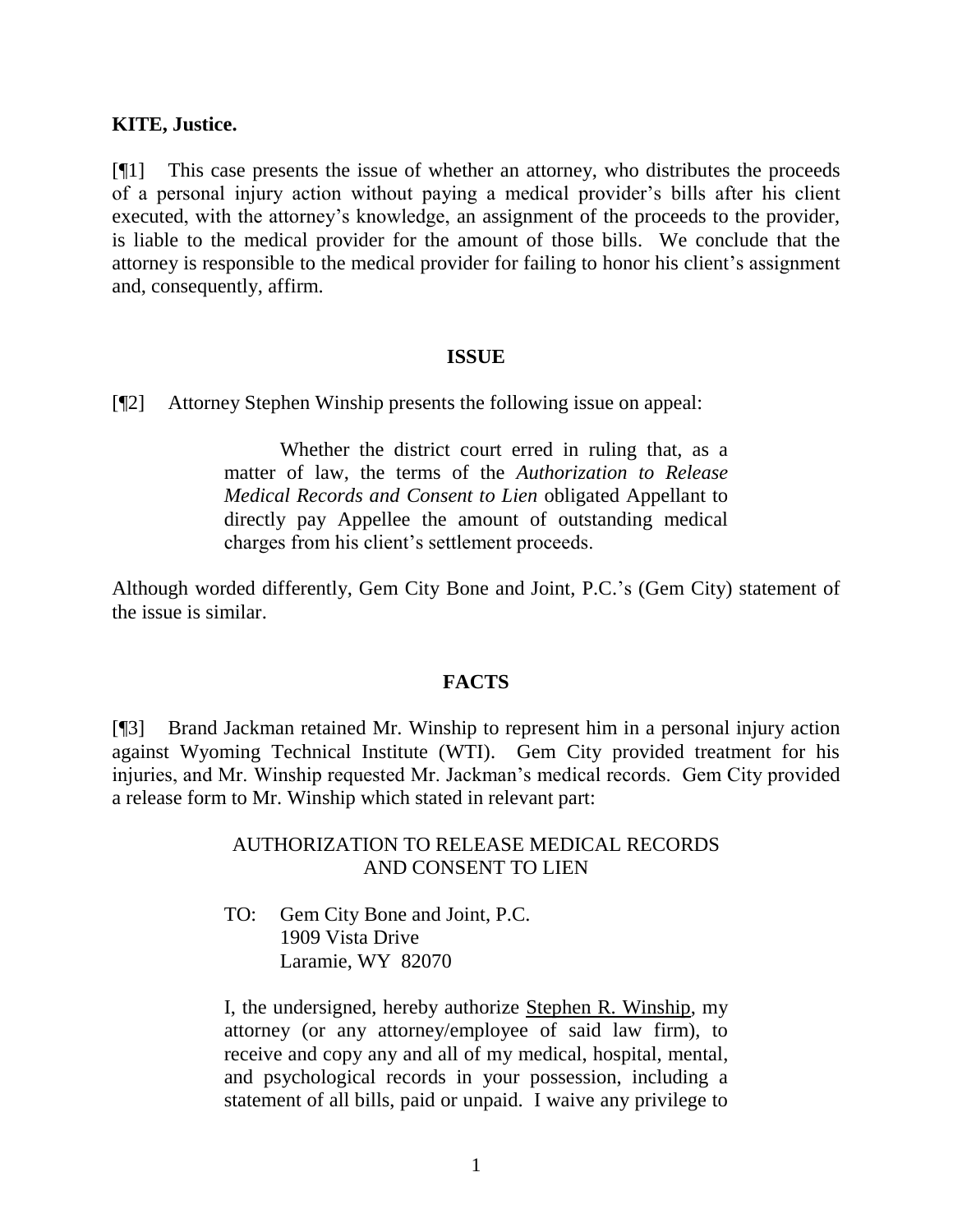**KITE, Justice.**

[¶1] This case presents the issue of whether an attorney, who distributes the proceeds of a personal injury action without paying a medical provider's bills after his client executed, with the attorney's knowledge, an assignment of the proceeds to the provider, is liable to the medical provider for the amount of those bills. We conclude that the attorney is responsible to the medical provider for failing to honor his client's assignment and, consequently, affirm.

## ISSUE

[¶2] Attorney Stephen Winship presents the following issue on appeal:

> Whether the district court erred in ruling that, as a matter of law, the terms of the *Authorization to Release Medical Records and Consent to Lien* obligated Appellant to directly pay Appellee the amount of outstanding medical charges from his client's settlement proceeds.

Although worded differently, Gem City Bone and Joint, P.C.'s (Gem City) statement of the issue is similar.

## FACTS

[¶3] Brand Jackman retained Mr. Winship to represent him in a personal injury action against Wyoming Technical Institute (WTI). Gem City provided treatment for his injuries, and Mr. Winship requested Mr. Jackman's medical records. Gem City provided a release form to Mr. Winship which stated in relevant part:

> AUTHORIZATION TO RELEASE MEDICAL RECORDS AND CONSENT TO LIEN
>
> TO: Gem City Bone and Joint, P.C.
> 1909 Vista Drive
> Laramie, WY 82070
>
> I, the undersigned, hereby authorize Stephen R. Winship, my attorney (or any attorney/employee of said law firm), to receive and copy any and all of my medical, hospital, mental, and psychological records in your possession, including a statement of all bills, paid or unpaid. I waive any privilege to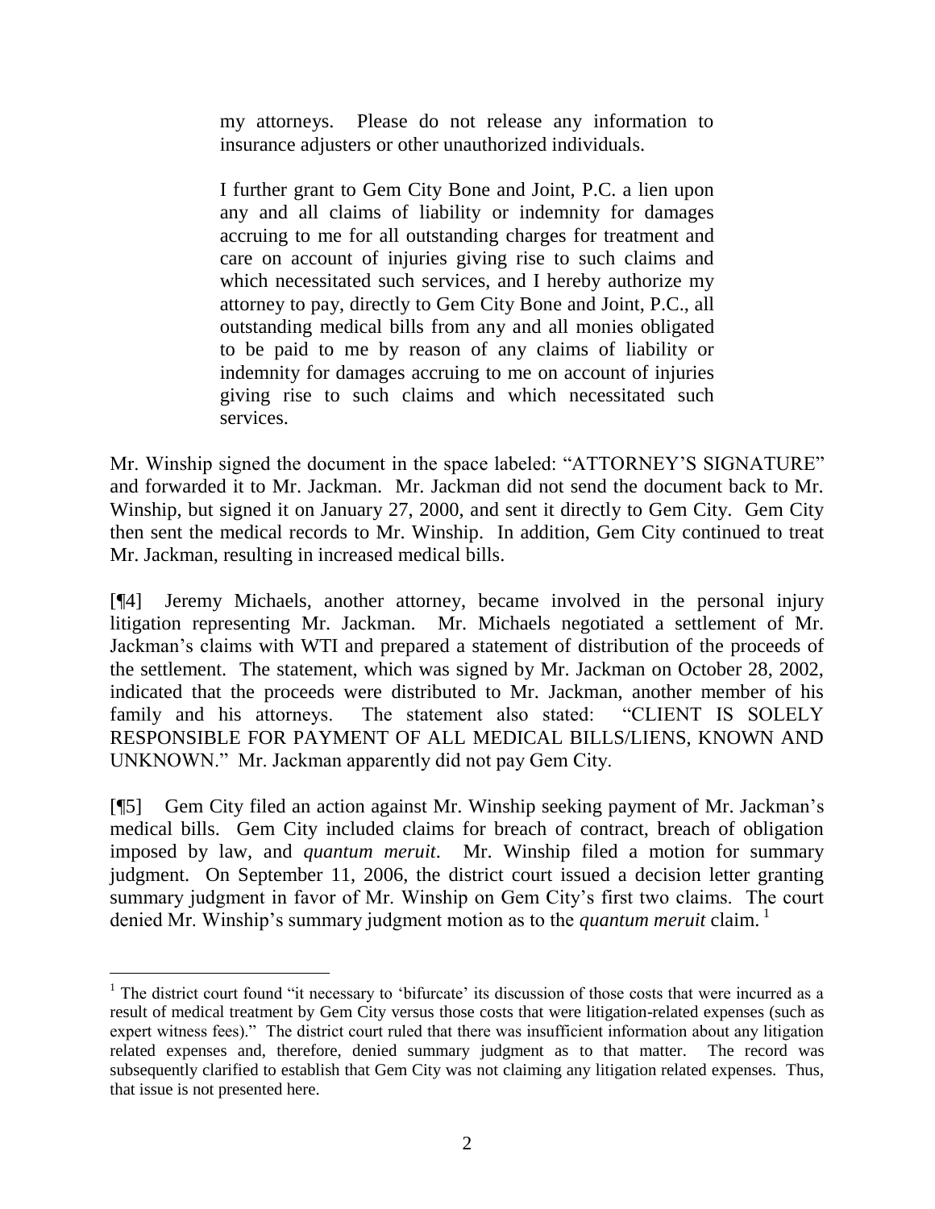> my attorneys. Please do not release any information to insurance adjusters or other unauthorized individuals.
>
> I further grant to Gem City Bone and Joint, P.C. a lien upon any and all claims of liability or indemnity for damages accruing to me for all outstanding charges for treatment and care on account of injuries giving rise to such claims and which necessitated such services, and I hereby authorize my attorney to pay, directly to Gem City Bone and Joint, P.C., all outstanding medical bills from any and all monies obligated to be paid to me by reason of any claims of liability or indemnity for damages accruing to me on account of injuries giving rise to such claims and which necessitated such services.

Mr. Winship signed the document in the space labeled: "ATTORNEY'S SIGNATURE" and forwarded it to Mr. Jackman. Mr. Jackman did not send the document back to Mr. Winship, but signed it on January 27, 2000, and sent it directly to Gem City. Gem City then sent the medical records to Mr. Winship. In addition, Gem City continued to treat Mr. Jackman, resulting in increased medical bills.

[¶4] Jeremy Michaels, another attorney, became involved in the personal injury litigation representing Mr. Jackman. Mr. Michaels negotiated a settlement of Mr. Jackman's claims with WTI and prepared a statement of distribution of the proceeds of the settlement. The statement, which was signed by Mr. Jackman on October 28, 2002, indicated that the proceeds were distributed to Mr. Jackman, another member of his family and his attorneys. The statement also stated: "CLIENT IS SOLELY RESPONSIBLE FOR PAYMENT OF ALL MEDICAL BILLS/LIENS, KNOWN AND UNKNOWN." Mr. Jackman apparently did not pay Gem City.

[¶5] Gem City filed an action against Mr. Winship seeking payment of Mr. Jackman's medical bills. Gem City included claims for breach of contract, breach of obligation imposed by law, and *quantum meruit*. Mr. Winship filed a motion for summary judgment. On September 11, 2006, the district court issued a decision letter granting summary judgment in favor of Mr. Winship on Gem City's first two claims. The court denied Mr. Winship's summary judgment motion as to the *quantum meruit* claim.[1]

---

[1] The district court found "it necessary to 'bifurcate' its discussion of those costs that were incurred as a result of medical treatment by Gem City versus those costs that were litigation-related expenses (such as expert witness fees)." The district court ruled that there was insufficient information about any litigation related expenses and, therefore, denied summary judgment as to that matter. The record was subsequently clarified to establish that Gem City was not claiming any litigation related expenses. Thus, that issue is not presented here.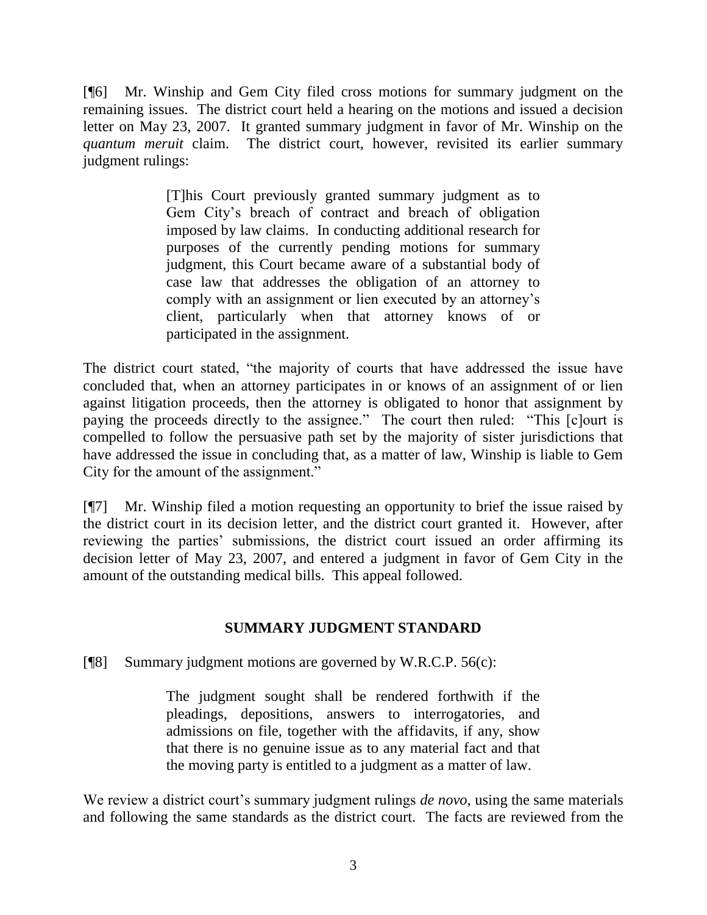[¶6] Mr. Winship and Gem City filed cross motions for summary judgment on the remaining issues. The district court held a hearing on the motions and issued a decision letter on May 23, 2007. It granted summary judgment in favor of Mr. Winship on the *quantum meruit* claim. The district court, however, revisited its earlier summary judgment rulings:

> [T]his Court previously granted summary judgment as to Gem City's breach of contract and breach of obligation imposed by law claims. In conducting additional research for purposes of the currently pending motions for summary judgment, this Court became aware of a substantial body of case law that addresses the obligation of an attorney to comply with an assignment or lien executed by an attorney's client, particularly when that attorney knows of or participated in the assignment.

The district court stated, "the majority of courts that have addressed the issue have concluded that, when an attorney participates in or knows of an assignment of or lien against litigation proceeds, then the attorney is obligated to honor that assignment by paying the proceeds directly to the assignee." The court then ruled: "This [c]ourt is compelled to follow the persuasive path set by the majority of sister jurisdictions that have addressed the issue in concluding that, as a matter of law, Winship is liable to Gem City for the amount of the assignment."

[¶7] Mr. Winship filed a motion requesting an opportunity to brief the issue raised by the district court in its decision letter, and the district court granted it. However, after reviewing the parties' submissions, the district court issued an order affirming its decision letter of May 23, 2007, and entered a judgment in favor of Gem City in the amount of the outstanding medical bills. This appeal followed.

## SUMMARY JUDGMENT STANDARD

[¶8] Summary judgment motions are governed by W.R.C.P. 56(c):

> The judgment sought shall be rendered forthwith if the pleadings, depositions, answers to interrogatories, and admissions on file, together with the affidavits, if any, show that there is no genuine issue as to any material fact and that the moving party is entitled to a judgment as a matter of law.

We review a district court's summary judgment rulings *de novo*, using the same materials and following the same standards as the district court. The facts are reviewed from the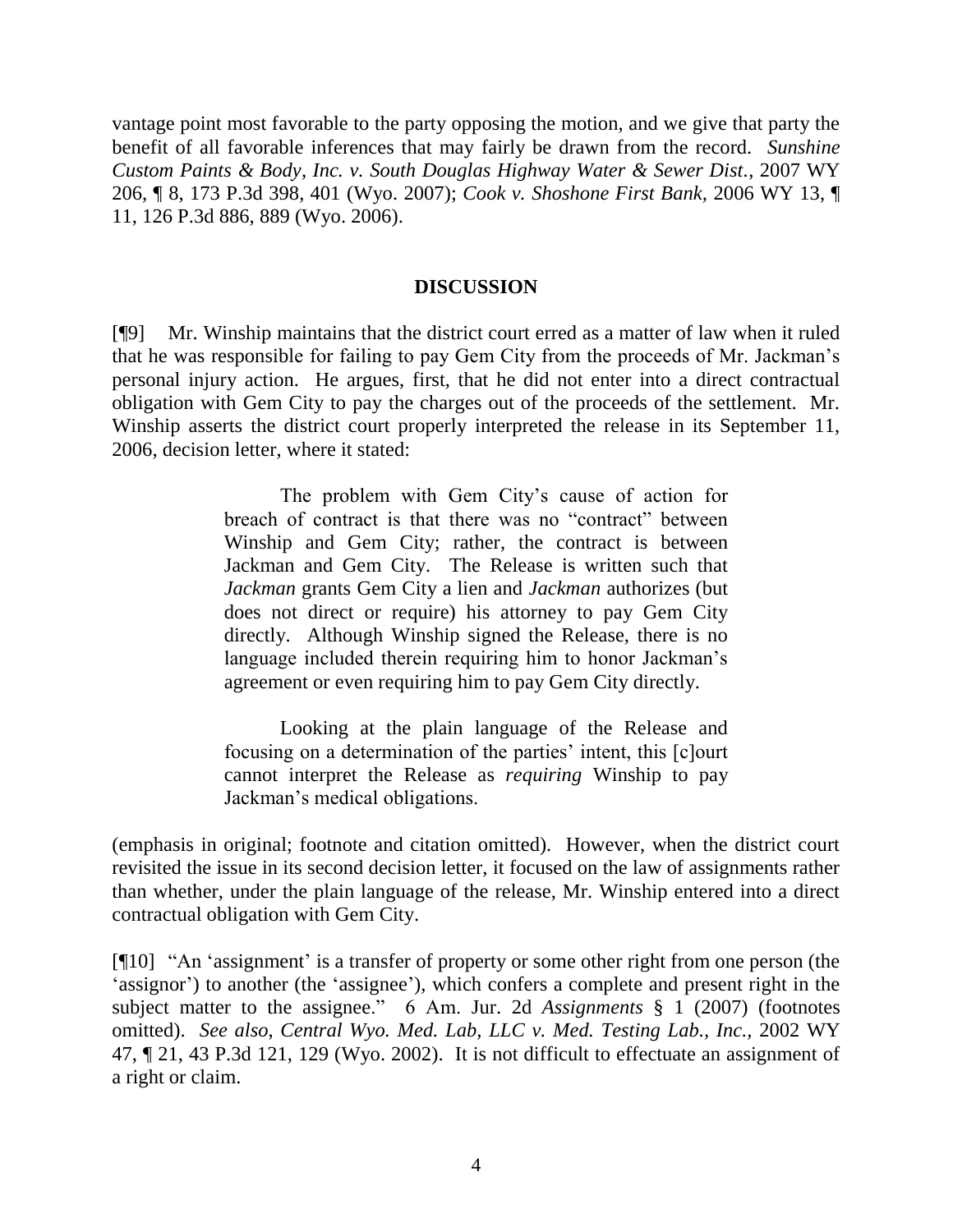vantage point most favorable to the party opposing the motion, and we give that party the benefit of all favorable inferences that may fairly be drawn from the record. *Sunshine Custom Paints & Body, Inc. v. South Douglas Highway Water & Sewer Dist.*, 2007 WY 206, ¶ 8, 173 P.3d 398, 401 (Wyo. 2007); *Cook v. Shoshone First Bank,* 2006 WY 13, ¶ 11, 126 P.3d 886, 889 (Wyo. 2006).

## DISCUSSION

[¶9] Mr. Winship maintains that the district court erred as a matter of law when it ruled that he was responsible for failing to pay Gem City from the proceeds of Mr. Jackman's personal injury action. He argues, first, that he did not enter into a direct contractual obligation with Gem City to pay the charges out of the proceeds of the settlement. Mr. Winship asserts the district court properly interpreted the release in its September 11, 2006, decision letter, where it stated:

> The problem with Gem City's cause of action for breach of contract is that there was no "contract" between Winship and Gem City; rather, the contract is between Jackman and Gem City. The Release is written such that *Jackman* grants Gem City a lien and *Jackman* authorizes (but does not direct or require) his attorney to pay Gem City directly. Although Winship signed the Release, there is no language included therein requiring him to honor Jackman's agreement or even requiring him to pay Gem City directly.
>
> Looking at the plain language of the Release and focusing on a determination of the parties' intent, this [c]ourt cannot interpret the Release as *requiring* Winship to pay Jackman's medical obligations.

(emphasis in original; footnote and citation omitted). However, when the district court revisited the issue in its second decision letter, it focused on the law of assignments rather than whether, under the plain language of the release, Mr. Winship entered into a direct contractual obligation with Gem City.

[¶10] "An 'assignment' is a transfer of property or some other right from one person (the 'assignor') to another (the 'assignee'), which confers a complete and present right in the subject matter to the assignee." 6 Am. Jur. 2d *Assignments* § 1 (2007) (footnotes omitted). *See also, Central Wyo. Med. Lab, LLC v. Med. Testing Lab., Inc.,* 2002 WY 47, ¶ 21, 43 P.3d 121, 129 (Wyo. 2002). It is not difficult to effectuate an assignment of a right or claim.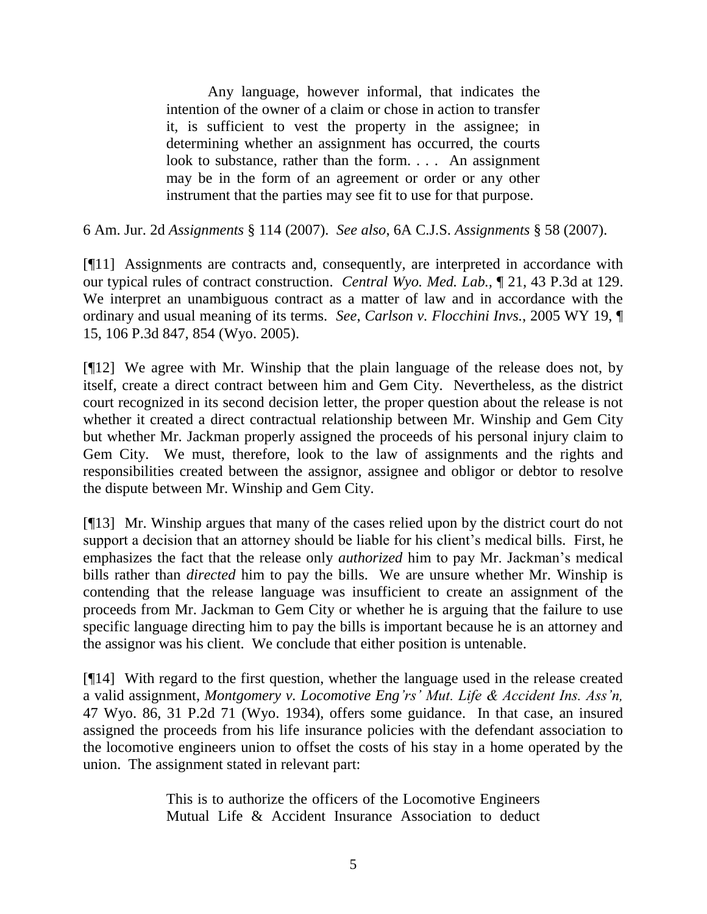> Any language, however informal, that indicates the intention of the owner of a claim or chose in action to transfer it, is sufficient to vest the property in the assignee; in determining whether an assignment has occurred, the courts look to substance, rather than the form. . . . An assignment may be in the form of an agreement or order or any other instrument that the parties may see fit to use for that purpose.

6 Am. Jur. 2d *Assignments* § 114 (2007). *See also*, 6A C.J.S. *Assignments* § 58 (2007).

[¶11] Assignments are contracts and, consequently, are interpreted in accordance with our typical rules of contract construction. *Central Wyo. Med. Lab.*, ¶ 21, 43 P.3d at 129. We interpret an unambiguous contract as a matter of law and in accordance with the ordinary and usual meaning of its terms. *See*, *Carlson v. Flocchini Invs.*, 2005 WY 19, ¶ 15, 106 P.3d 847, 854 (Wyo. 2005).

[¶12] We agree with Mr. Winship that the plain language of the release does not, by itself, create a direct contract between him and Gem City. Nevertheless, as the district court recognized in its second decision letter, the proper question about the release is not whether it created a direct contractual relationship between Mr. Winship and Gem City but whether Mr. Jackman properly assigned the proceeds of his personal injury claim to Gem City. We must, therefore, look to the law of assignments and the rights and responsibilities created between the assignor, assignee and obligor or debtor to resolve the dispute between Mr. Winship and Gem City.

[¶13] Mr. Winship argues that many of the cases relied upon by the district court do not support a decision that an attorney should be liable for his client's medical bills. First, he emphasizes the fact that the release only *authorized* him to pay Mr. Jackman's medical bills rather than *directed* him to pay the bills. We are unsure whether Mr. Winship is contending that the release language was insufficient to create an assignment of the proceeds from Mr. Jackman to Gem City or whether he is arguing that the failure to use specific language directing him to pay the bills is important because he is an attorney and the assignor was his client. We conclude that either position is untenable.

[¶14] With regard to the first question, whether the language used in the release created a valid assignment, *Montgomery v. Locomotive Eng'rs' Mut. Life & Accident Ins. Ass'n,* 47 Wyo. 86, 31 P.2d 71 (Wyo. 1934), offers some guidance. In that case, an insured assigned the proceeds from his life insurance policies with the defendant association to the locomotive engineers union to offset the costs of his stay in a home operated by the union. The assignment stated in relevant part:

> This is to authorize the officers of the Locomotive Engineers Mutual Life & Accident Insurance Association to deduct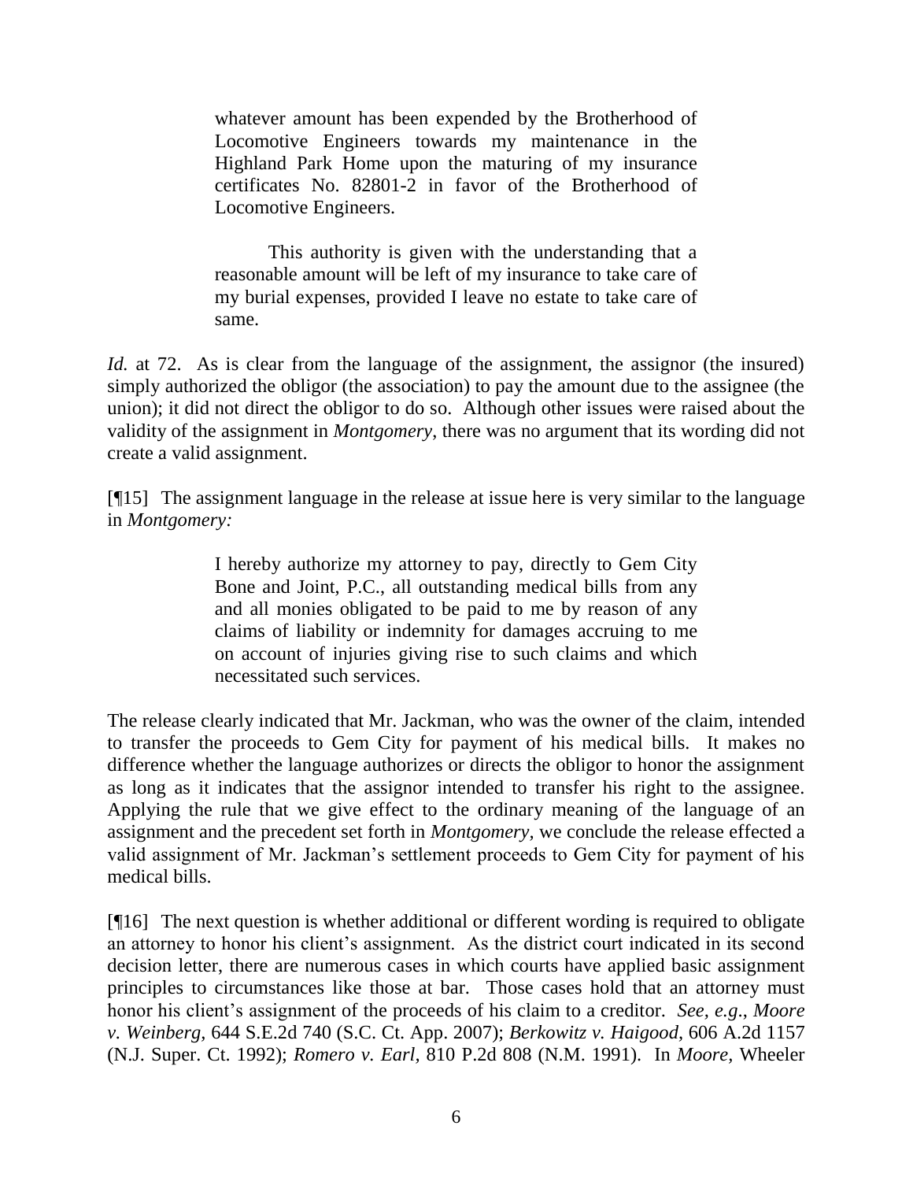> whatever amount has been expended by the Brotherhood of Locomotive Engineers towards my maintenance in the Highland Park Home upon the maturing of my insurance certificates No. 82801-2 in favor of the Brotherhood of Locomotive Engineers.
>
> This authority is given with the understanding that a reasonable amount will be left of my insurance to take care of my burial expenses, provided I leave no estate to take care of same.

*Id.* at 72. As is clear from the language of the assignment, the assignor (the insured) simply authorized the obligor (the association) to pay the amount due to the assignee (the union); it did not direct the obligor to do so. Although other issues were raised about the validity of the assignment in *Montgomery*, there was no argument that its wording did not create a valid assignment.

[¶15] The assignment language in the release at issue here is very similar to the language in *Montgomery:*

> I hereby authorize my attorney to pay, directly to Gem City Bone and Joint, P.C., all outstanding medical bills from any and all monies obligated to be paid to me by reason of any claims of liability or indemnity for damages accruing to me on account of injuries giving rise to such claims and which necessitated such services.

The release clearly indicated that Mr. Jackman, who was the owner of the claim, intended to transfer the proceeds to Gem City for payment of his medical bills. It makes no difference whether the language authorizes or directs the obligor to honor the assignment as long as it indicates that the assignor intended to transfer his right to the assignee. Applying the rule that we give effect to the ordinary meaning of the language of an assignment and the precedent set forth in *Montgomery*, we conclude the release effected a valid assignment of Mr. Jackman's settlement proceeds to Gem City for payment of his medical bills.

[¶16] The next question is whether additional or different wording is required to obligate an attorney to honor his client's assignment. As the district court indicated in its second decision letter, there are numerous cases in which courts have applied basic assignment principles to circumstances like those at bar. Those cases hold that an attorney must honor his client's assignment of the proceeds of his claim to a creditor. *See, e.g.*, *Moore v. Weinberg*, 644 S.E.2d 740 (S.C. Ct. App. 2007); *Berkowitz v. Haigood*, 606 A.2d 1157 (N.J. Super. Ct. 1992); *Romero v. Earl*, 810 P.2d 808 (N.M. 1991). In *Moore*, Wheeler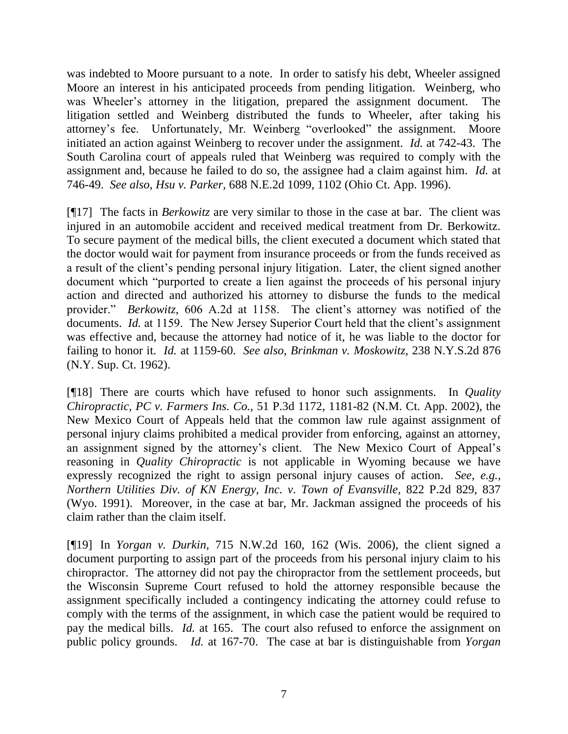was indebted to Moore pursuant to a note. In order to satisfy his debt, Wheeler assigned Moore an interest in his anticipated proceeds from pending litigation. Weinberg, who was Wheeler's attorney in the litigation, prepared the assignment document. The litigation settled and Weinberg distributed the funds to Wheeler, after taking his attorney's fee. Unfortunately, Mr. Weinberg "overlooked" the assignment. Moore initiated an action against Weinberg to recover under the assignment. *Id.* at 742-43. The South Carolina court of appeals ruled that Weinberg was required to comply with the assignment and, because he failed to do so, the assignee had a claim against him. *Id.* at 746-49. *See also, Hsu v. Parker,* 688 N.E.2d 1099, 1102 (Ohio Ct. App. 1996).

[¶17] The facts in *Berkowitz* are very similar to those in the case at bar. The client was injured in an automobile accident and received medical treatment from Dr. Berkowitz. To secure payment of the medical bills, the client executed a document which stated that the doctor would wait for payment from insurance proceeds or from the funds received as a result of the client's pending personal injury litigation. Later, the client signed another document which "purported to create a lien against the proceeds of his personal injury action and directed and authorized his attorney to disburse the funds to the medical provider." *Berkowitz,* 606 A.2d at 1158. The client's attorney was notified of the documents. *Id.* at 1159. The New Jersey Superior Court held that the client's assignment was effective and, because the attorney had notice of it, he was liable to the doctor for failing to honor it. *Id.* at 1159-60. *See also, Brinkman v. Moskowitz,* 238 N.Y.S.2d 876 (N.Y. Sup. Ct. 1962).

[¶18] There are courts which have refused to honor such assignments. In *Quality Chiropractic, PC v. Farmers Ins. Co.,* 51 P.3d 1172, 1181-82 (N.M. Ct. App. 2002), the New Mexico Court of Appeals held that the common law rule against assignment of personal injury claims prohibited a medical provider from enforcing, against an attorney, an assignment signed by the attorney's client. The New Mexico Court of Appeal's reasoning in *Quality Chiropractic* is not applicable in Wyoming because we have expressly recognized the right to assign personal injury causes of action. *See, e.g., Northern Utilities Div. of KN Energy, Inc. v. Town of Evansville,* 822 P.2d 829, 837 (Wyo. 1991). Moreover, in the case at bar, Mr. Jackman assigned the proceeds of his claim rather than the claim itself.

[¶19] In *Yorgan v. Durkin,* 715 N.W.2d 160, 162 (Wis. 2006), the client signed a document purporting to assign part of the proceeds from his personal injury claim to his chiropractor. The attorney did not pay the chiropractor from the settlement proceeds, but the Wisconsin Supreme Court refused to hold the attorney responsible because the assignment specifically included a contingency indicating the attorney could refuse to comply with the terms of the assignment, in which case the patient would be required to pay the medical bills. *Id.* at 165. The court also refused to enforce the assignment on public policy grounds. *Id.* at 167-70. The case at bar is distinguishable from *Yorgan*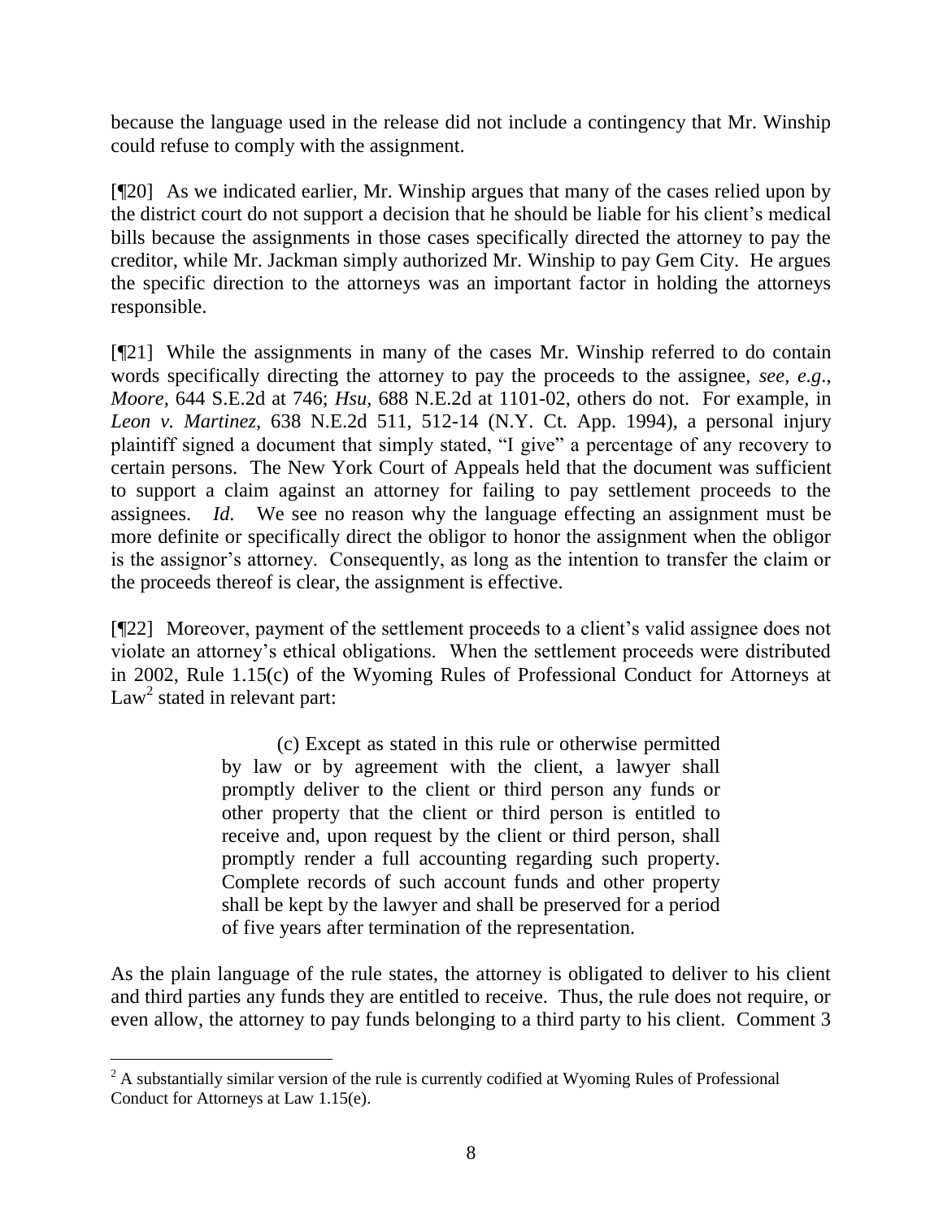because the language used in the release did not include a contingency that Mr. Winship could refuse to comply with the assignment.

[¶20] As we indicated earlier, Mr. Winship argues that many of the cases relied upon by the district court do not support a decision that he should be liable for his client's medical bills because the assignments in those cases specifically directed the attorney to pay the creditor, while Mr. Jackman simply authorized Mr. Winship to pay Gem City. He argues the specific direction to the attorneys was an important factor in holding the attorneys responsible.

[¶21] While the assignments in many of the cases Mr. Winship referred to do contain words specifically directing the attorney to pay the proceeds to the assignee, *see, e.g.*, *Moore,* 644 S.E.2d at 746; *Hsu,* 688 N.E.2d at 1101-02, others do not. For example, in *Leon v. Martinez,* 638 N.E.2d 511, 512-14 (N.Y. Ct. App. 1994), a personal injury plaintiff signed a document that simply stated, "I give" a percentage of any recovery to certain persons. The New York Court of Appeals held that the document was sufficient to support a claim against an attorney for failing to pay settlement proceeds to the assignees. *Id.* We see no reason why the language effecting an assignment must be more definite or specifically direct the obligor to honor the assignment when the obligor is the assignor's attorney. Consequently, as long as the intention to transfer the claim or the proceeds thereof is clear, the assignment is effective.

[¶22] Moreover, payment of the settlement proceeds to a client's valid assignee does not violate an attorney's ethical obligations. When the settlement proceeds were distributed in 2002, Rule 1.15(c) of the Wyoming Rules of Professional Conduct for Attorneys at Law[2] stated in relevant part:

> (c) Except as stated in this rule or otherwise permitted by law or by agreement with the client, a lawyer shall promptly deliver to the client or third person any funds or other property that the client or third person is entitled to receive and, upon request by the client or third person, shall promptly render a full accounting regarding such property. Complete records of such account funds and other property shall be kept by the lawyer and shall be preserved for a period of five years after termination of the representation.

As the plain language of the rule states, the attorney is obligated to deliver to his client and third parties any funds they are entitled to receive. Thus, the rule does not require, or even allow, the attorney to pay funds belonging to a third party to his client. Comment 3

[2] A substantially similar version of the rule is currently codified at Wyoming Rules of Professional Conduct for Attorneys at Law 1.15(e).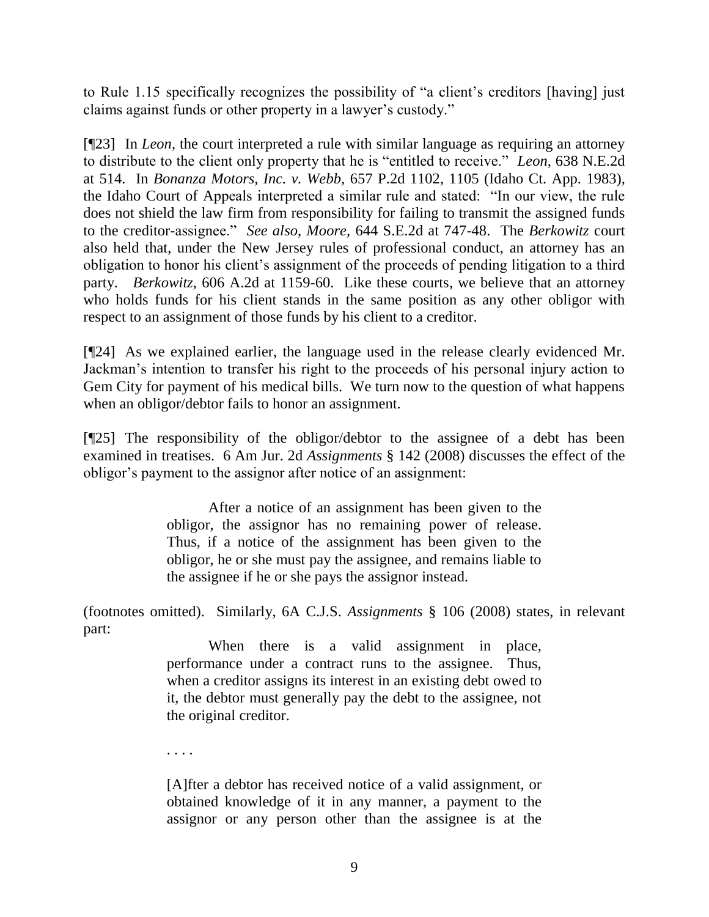to Rule 1.15 specifically recognizes the possibility of "a client's creditors [having] just claims against funds or other property in a lawyer's custody."

[¶23] In *Leon*, the court interpreted a rule with similar language as requiring an attorney to distribute to the client only property that he is "entitled to receive." *Leon*, 638 N.E.2d at 514. In *Bonanza Motors, Inc. v. Webb*, 657 P.2d 1102, 1105 (Idaho Ct. App. 1983), the Idaho Court of Appeals interpreted a similar rule and stated: "In our view, the rule does not shield the law firm from responsibility for failing to transmit the assigned funds to the creditor-assignee." *See also*, *Moore*, 644 S.E.2d at 747-48. The *Berkowitz* court also held that, under the New Jersey rules of professional conduct, an attorney has an obligation to honor his client's assignment of the proceeds of pending litigation to a third party. *Berkowitz*, 606 A.2d at 1159-60. Like these courts, we believe that an attorney who holds funds for his client stands in the same position as any other obligor with respect to an assignment of those funds by his client to a creditor.

[¶24] As we explained earlier, the language used in the release clearly evidenced Mr. Jackman's intention to transfer his right to the proceeds of his personal injury action to Gem City for payment of his medical bills. We turn now to the question of what happens when an obligor/debtor fails to honor an assignment.

[¶25] The responsibility of the obligor/debtor to the assignee of a debt has been examined in treatises. 6 Am Jur. 2d *Assignments* § 142 (2008) discusses the effect of the obligor's payment to the assignor after notice of an assignment:

> After a notice of an assignment has been given to the obligor, the assignor has no remaining power of release. Thus, if a notice of the assignment has been given to the obligor, he or she must pay the assignee, and remains liable to the assignee if he or she pays the assignor instead.

(footnotes omitted). Similarly, 6A C.J.S. *Assignments* § 106 (2008) states, in relevant part:

> When there is a valid assignment in place, performance under a contract runs to the assignee. Thus, when a creditor assigns its interest in an existing debt owed to it, the debtor must generally pay the debt to the assignee, not the original creditor.
>
> . . . .
>
> [A]fter a debtor has received notice of a valid assignment, or obtained knowledge of it in any manner, a payment to the assignor or any person other than the assignee is at the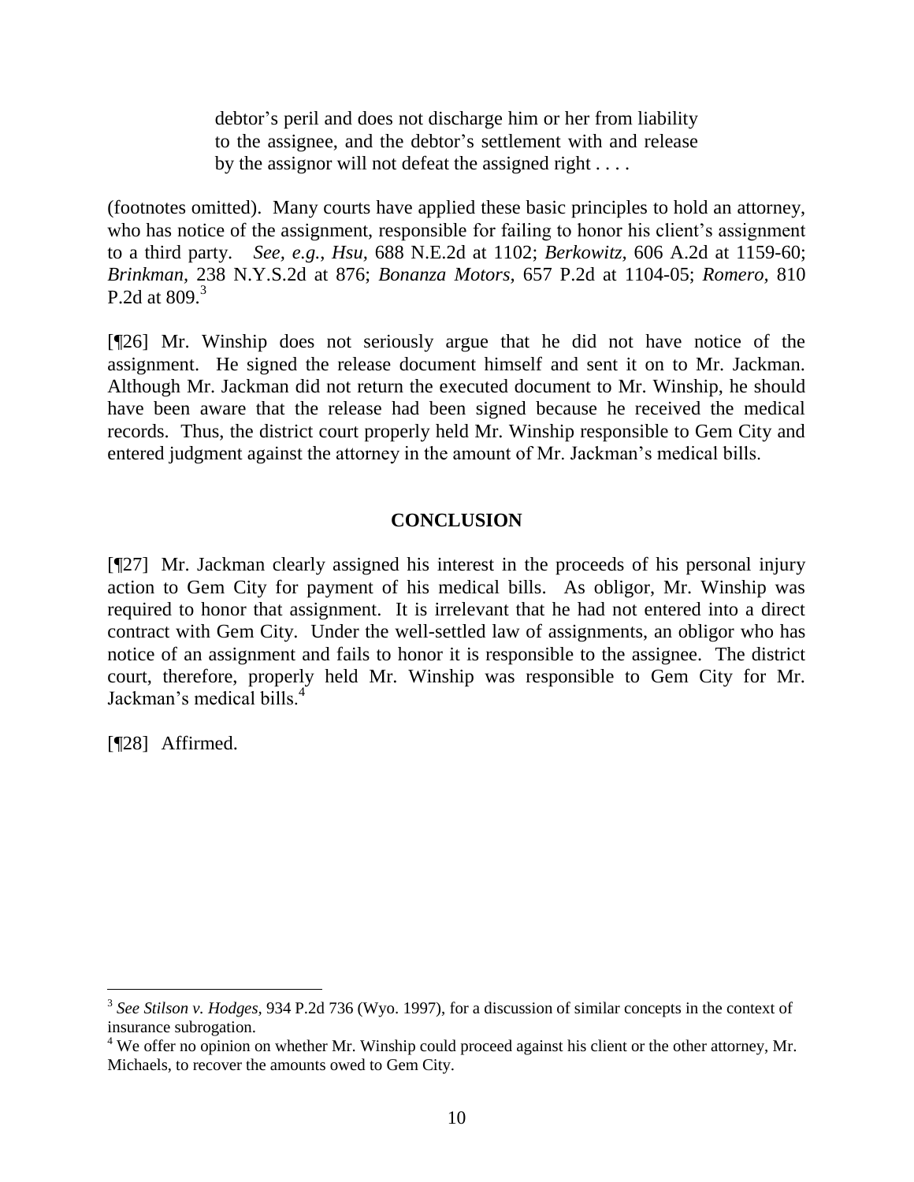> debtor's peril and does not discharge him or her from liability to the assignee, and the debtor's settlement with and release by the assignor will not defeat the assigned right . . . .

(footnotes omitted). Many courts have applied these basic principles to hold an attorney, who has notice of the assignment, responsible for failing to honor his client's assignment to a third party. *See, e.g.*, *Hsu,* 688 N.E.2d at 1102; *Berkowitz,* 606 A.2d at 1159-60; *Brinkman,* 238 N.Y.S.2d at 876; *Bonanza Motors,* 657 P.2d at 1104-05; *Romero,* 810 P.2d at 809.[3]

[¶26] Mr. Winship does not seriously argue that he did not have notice of the assignment. He signed the release document himself and sent it on to Mr. Jackman. Although Mr. Jackman did not return the executed document to Mr. Winship, he should have been aware that the release had been signed because he received the medical records. Thus, the district court properly held Mr. Winship responsible to Gem City and entered judgment against the attorney in the amount of Mr. Jackman's medical bills.

## CONCLUSION

[¶27] Mr. Jackman clearly assigned his interest in the proceeds of his personal injury action to Gem City for payment of his medical bills. As obligor, Mr. Winship was required to honor that assignment. It is irrelevant that he had not entered into a direct contract with Gem City. Under the well-settled law of assignments, an obligor who has notice of an assignment and fails to honor it is responsible to the assignee. The district court, therefore, properly held Mr. Winship was responsible to Gem City for Mr. Jackman's medical bills.[4]

[¶28] Affirmed.

---

[3] *See Stilson v. Hodges,* 934 P.2d 736 (Wyo. 1997), for a discussion of similar concepts in the context of insurance subrogation.

[4] We offer no opinion on whether Mr. Winship could proceed against his client or the other attorney, Mr. Michaels, to recover the amounts owed to Gem City.